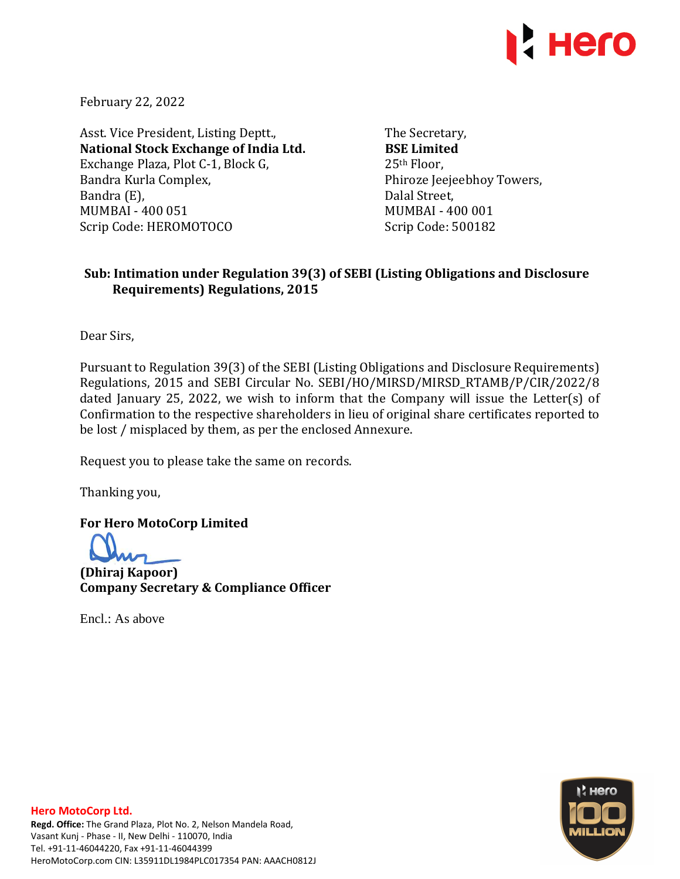February 22, 2022

Asst. Vice President, Listing Deptt.,
**National Stock Exchange of India Ltd.**
Exchange Plaza, Plot C-1, Block G,
Bandra Kurla Complex,
Bandra (E),
MUMBAI - 400 051
Scrip Code: HEROMOTOCO

The Secretary,
**BSE Limited**
25th Floor,
Phiroze Jeejeebhoy Towers,
Dalal Street,
MUMBAI - 400 001
Scrip Code: 500182

**Sub: Intimation under Regulation 39(3) of SEBI (Listing Obligations and Disclosure Requirements) Regulations, 2015**

Dear Sirs,

Pursuant to Regulation 39(3) of the SEBI (Listing Obligations and Disclosure Requirements) Regulations, 2015 and SEBI Circular No. SEBI/HO/MIRSD/MIRSD_RTAMB/P/CIR/2022/8 dated January 25, 2022, we wish to inform that the Company will issue the Letter(s) of Confirmation to the respective shareholders in lieu of original share certificates reported to be lost / misplaced by them, as per the enclosed Annexure.

Request you to please take the same on records.

Thanking you,

**For Hero MotoCorp Limited**

**(Dhiraj Kapoor)**
**Company Secretary & Compliance Officer**

Encl.: As above

**Hero MotoCorp Ltd.**
**Regd. Office:** The Grand Plaza, Plot No. 2, Nelson Mandela Road, Vasant Kunj - Phase - II, New Delhi - 110070, India
Tel. +91-11-46044220, Fax +91-11-46044399
HeroMotoCorp.com CIN: L35911DL1984PLC017354 PAN: AAACH0812J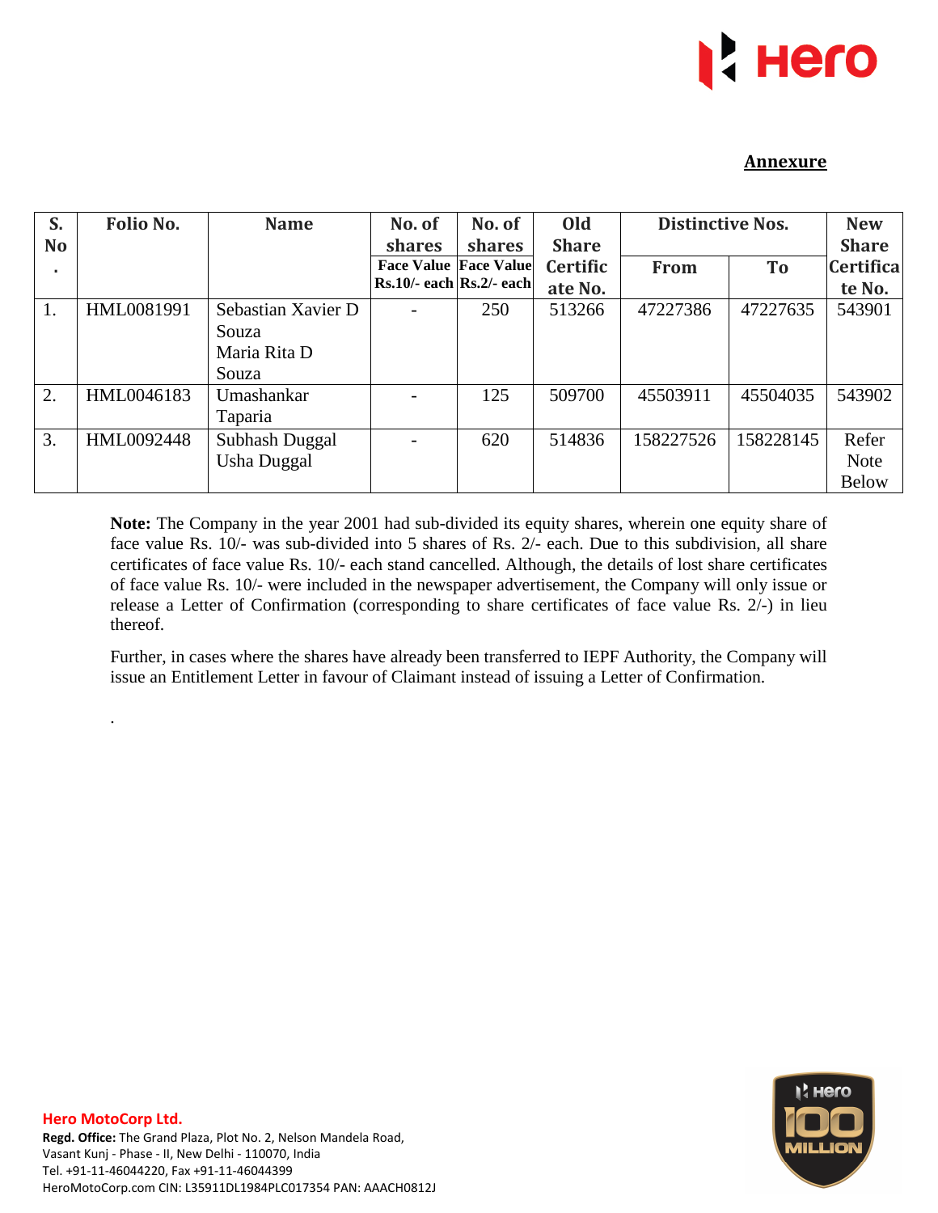**Annexure**

| S. No. | Folio No. | Name | No. of shares Face Value Rs.10/- each | No. of shares Face Value Rs.2/- each | Old Share Certificate No. | Distinctive Nos. | | New Share Certificate No. |
|---|---|---|---|---|---|---|---|---|
| | | | | | | From | To | |
| 1. | HML0081991 | Sebastian Xavier D Souza<br>Maria Rita D Souza | - | 250 | 513266 | 47227386 | 47227635 | 543901 |
| 2. | HML0046183 | Umashankar Taparia | - | 125 | 509700 | 45503911 | 45504035 | 543902 |
| 3. | HML0092448 | Subhash Duggal<br>Usha Duggal | - | 620 | 514836 | 158227526 | 158228145 | Refer Note Below |

**Note:** The Company in the year 2001 had sub-divided its equity shares, wherein one equity share of face value Rs. 10/- was sub-divided into 5 shares of Rs. 2/- each. Due to this subdivision, all share certificates of face value Rs. 10/- each stand cancelled. Although, the details of lost share certificates of face value Rs. 10/- were included in the newspaper advertisement, the Company will only issue or release a Letter of Confirmation (corresponding to share certificates of face value Rs. 2/-) in lieu thereof.

Further, in cases where the shares have already been transferred to IEPF Authority, the Company will issue an Entitlement Letter in favour of Claimant instead of issuing a Letter of Confirmation.

**Hero MotoCorp Ltd.**
**Regd. Office:** The Grand Plaza, Plot No. 2, Nelson Mandela Road, Vasant Kunj - Phase - II, New Delhi - 110070, India
Tel. +91-11-46044220, Fax +91-11-46044399
HeroMotoCorp.com CIN: L35911DL1984PLC017354 PAN: AAACH0812J